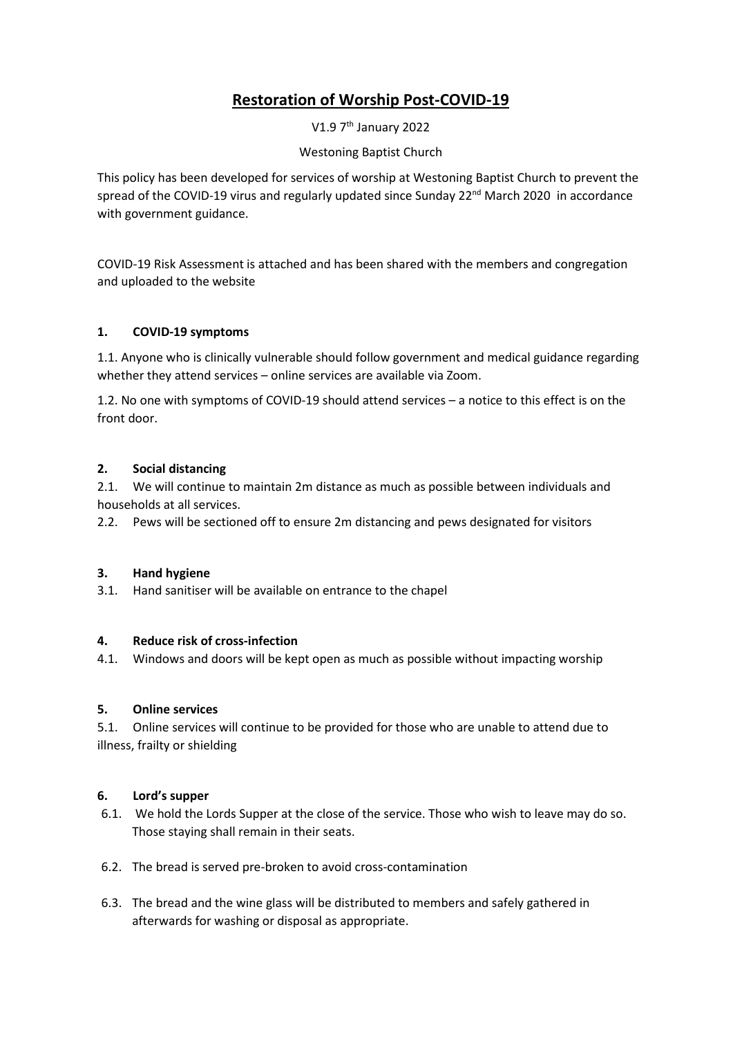# Restoration of Worship Post-COVID-19

V1.9 7th January 2022

Westoning Baptist Church

This policy has been developed for services of worship at Westoning Baptist Church to prevent the spread of the COVID-19 virus and regularly updated since Sunday 22nd March 2020 in accordance with government guidance.

COVID-19 Risk Assessment is attached and has been shared with the members and congregation and uploaded to the website

## 1. COVID-19 symptoms

1.1. Anyone who is clinically vulnerable should follow government and medical guidance regarding whether they attend services – online services are available via Zoom.

1.2. No one with symptoms of COVID-19 should attend services – a notice to this effect is on the front door.

## 2. Social distancing

2.1. We will continue to maintain 2m distance as much as possible between individuals and households at all services.

2.2. Pews will be sectioned off to ensure 2m distancing and pews designated for visitors

## 3. Hand hygiene

3.1. Hand sanitiser will be available on entrance to the chapel

## 4. Reduce risk of cross-infection

4.1. Windows and doors will be kept open as much as possible without impacting worship

## 5. Online services

5.1. Online services will continue to be provided for those who are unable to attend due to illness, frailty or shielding

## 6. Lord's supper

6.1. We hold the Lords Supper at the close of the service. Those who wish to leave may do so. Those staying shall remain in their seats.

6.2. The bread is served pre-broken to avoid cross-contamination

6.3. The bread and the wine glass will be distributed to members and safely gathered in afterwards for washing or disposal as appropriate.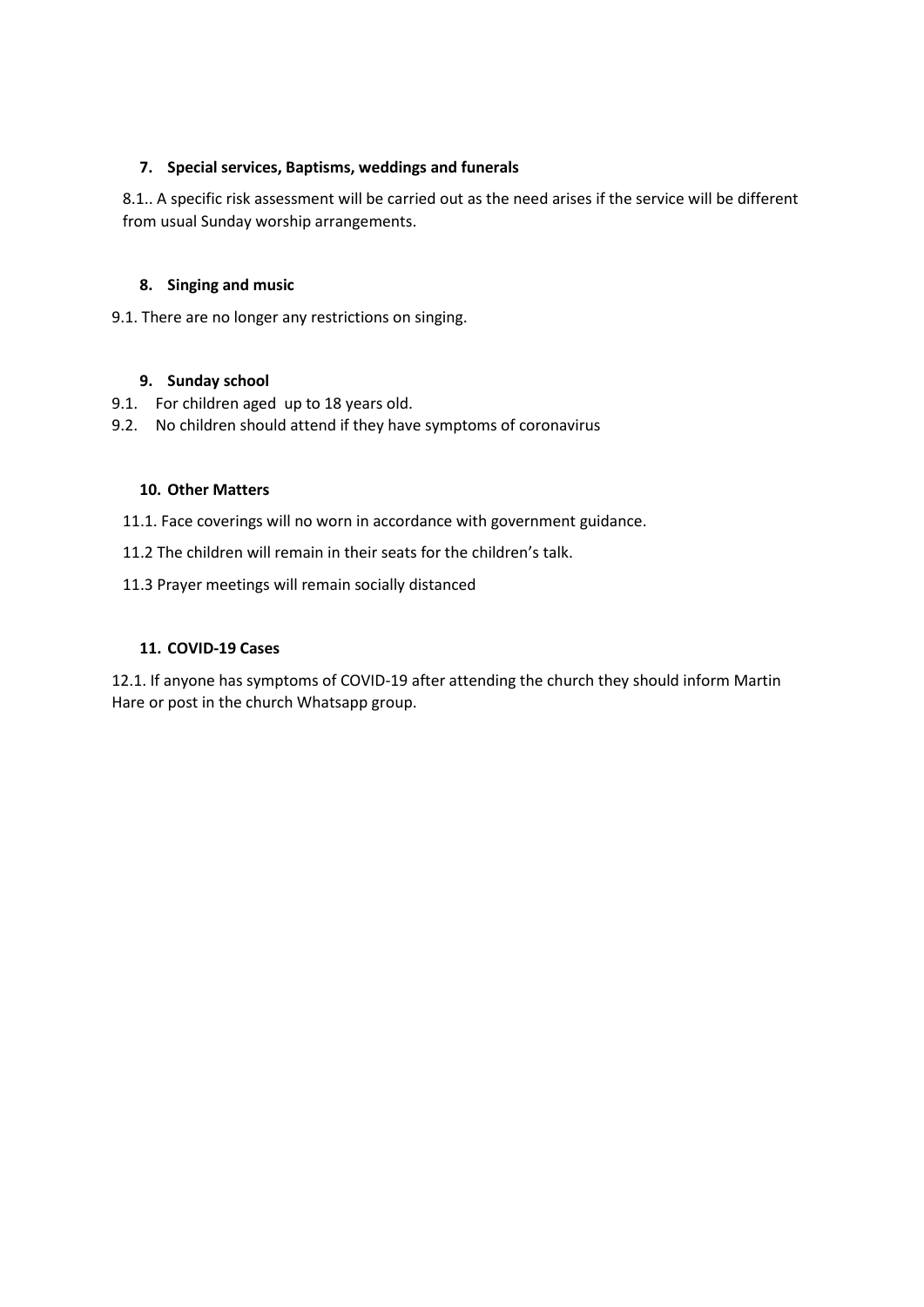## 7. Special services, Baptisms, weddings and funerals

8.1.. A specific risk assessment will be carried out as the need arises if the service will be different from usual Sunday worship arrangements.

## 8. Singing and music

9.1. There are no longer any restrictions on singing.

## 9. Sunday school

9.1. For children aged up to 18 years old.
9.2. No children should attend if they have symptoms of coronavirus

## 10. Other Matters

11.1. Face coverings will no worn in accordance with government guidance.

11.2 The children will remain in their seats for the children's talk.

11.3 Prayer meetings will remain socially distanced

## 11. COVID-19 Cases

12.1. If anyone has symptoms of COVID-19 after attending the church they should inform Martin Hare or post in the church Whatsapp group.